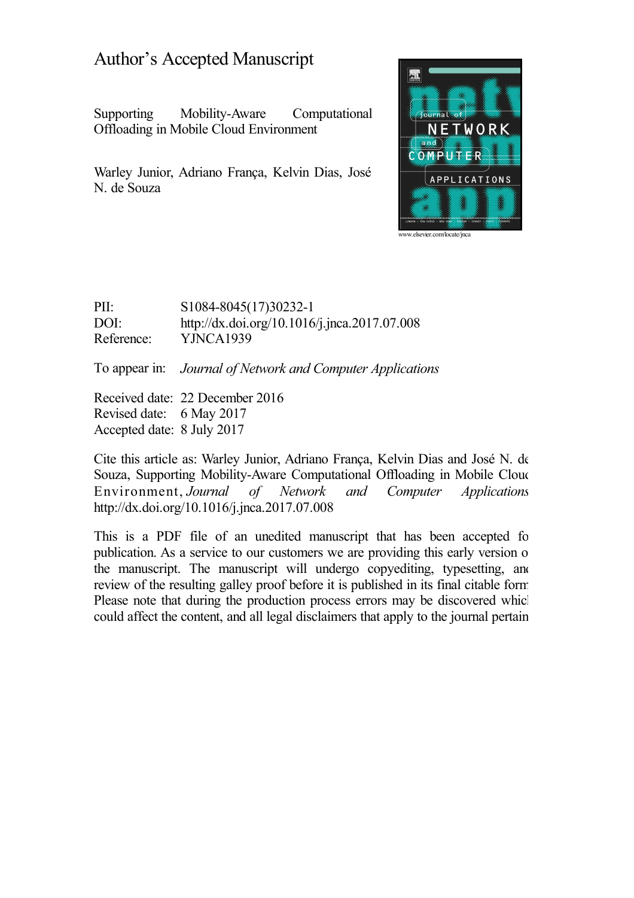# Author's Accepted Manuscript

Supporting Mobility-Aware Computational Offloading in Mobile Cloud Environment

Warley Junior, Adriano França, Kelvin Dias, José N. de Souza

www.elsevier.com/locate/jnca

PII: S1084-8045(17)30232-1
DOI: http://dx.doi.org/10.1016/j.jnca.2017.07.008
Reference: YJNCA1939

To appear in: *Journal of Network and Computer Applications*

Received date: 22 December 2016
Revised date: 6 May 2017
Accepted date: 8 July 2017

Cite this article as: Warley Junior, Adriano França, Kelvin Dias and José N. de Souza, Supporting Mobility-Aware Computational Offloading in Mobile Cloud Environment, *Journal of Network and Computer Applications* http://dx.doi.org/10.1016/j.jnca.2017.07.008

This is a PDF file of an unedited manuscript that has been accepted for publication. As a service to our customers we are providing this early version of the manuscript. The manuscript will undergo copyediting, typesetting, and review of the resulting galley proof before it is published in its final citable form. Please note that during the production process errors may be discovered which could affect the content, and all legal disclaimers that apply to the journal pertain.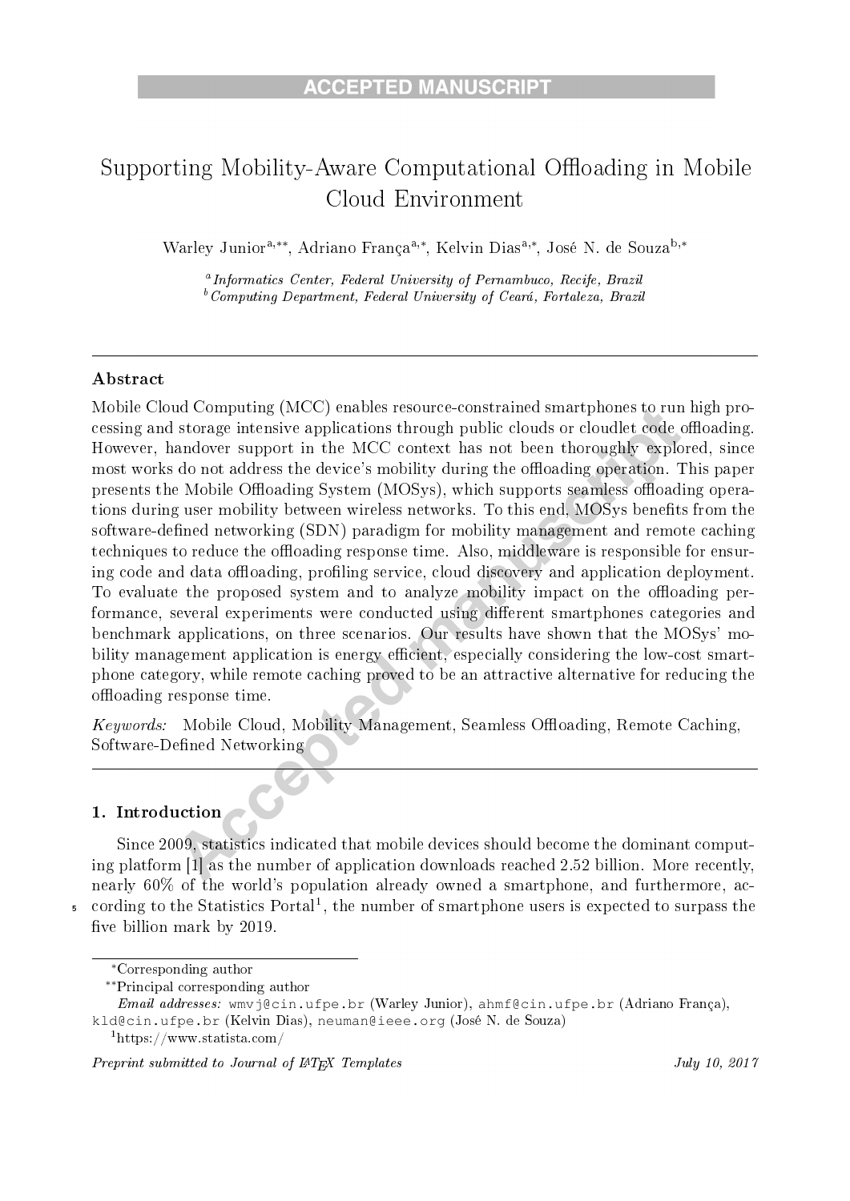# Supporting Mobility-Aware Computational Offloading in Mobile Cloud Environment

Warley Junior[a,**], Adriano França[a,*], Kelvin Dias[a,*], José N. de Souza[b,*]

[a] *Informatics Center, Federal University of Pernambuco, Recife, Brazil*
[b] *Computing Department, Federal University of Ceará, Fortaleza, Brazil*

## Abstract

Mobile Cloud Computing (MCC) enables resource-constrained smartphones to run high processing and storage intensive applications through public clouds or cloudlet code offloading. However, handover support in the MCC context has not been thoroughly explored, since most works do not address the device's mobility during the offloading operation. This paper presents the Mobile Offloading System (MOSys), which supports seamless offloading operations during user mobility between wireless networks. To this end, MOSys benefits from the software-defined networking (SDN) paradigm for mobility management and remote caching techniques to reduce the offloading response time. Also, middleware is responsible for ensuring code and data offloading, profiling service, cloud discovery and application deployment. To evaluate the proposed system and to analyze mobility impact on the offloading performance, several experiments were conducted using different smartphones categories and benchmark applications, on three scenarios. Our results have shown that the MOSys' mobility management application is energy efficient, especially considering the low-cost smartphone category, while remote caching proved to be an attractive alternative for reducing the offloading response time.

*Keywords:* Mobile Cloud, Mobility Management, Seamless Offloading, Remote Caching, Software-Defined Networking

## 1. Introduction

Since 2009, statistics indicated that mobile devices should become the dominant computing platform [1] as the number of application downloads reached 2.52 billion. More recently, nearly 60% of the world's population already owned a smartphone, and furthermore, according to the Statistics Portal[1], the number of smartphone users is expected to surpass the five billion mark by 2019.

---

*Corresponding author
**Principal corresponding author
*Email addresses:* wmvj@cin.ufpe.br (Warley Junior), ahmf@cin.ufpe.br (Adriano França), kld@cin.ufpe.br (Kelvin Dias), neuman@ieee.org (José N. de Souza)
[1] https://www.statista.com/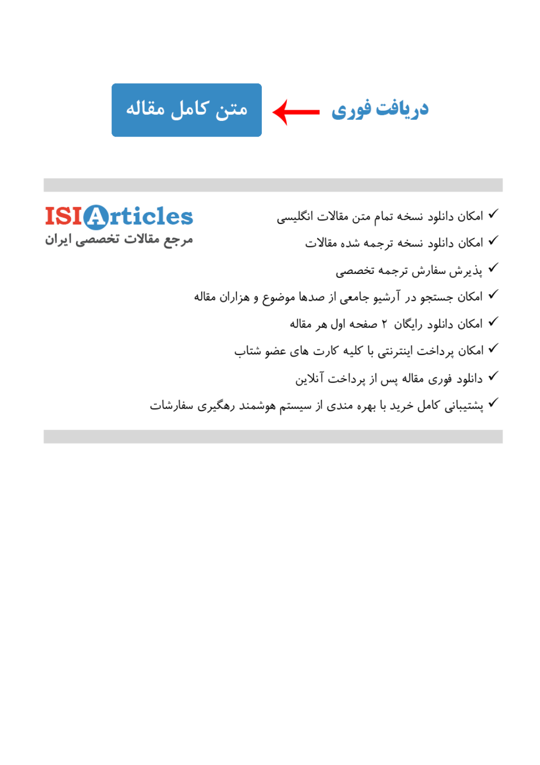دریافت فوری ← متن کامل مقاله

**ISIArticles**
مرجع مقالات تخصصی ایران

- ✓ امکان دانلود نسخه تمام متن مقالات انگلیسی
- ✓ امکان دانلود نسخه ترجمه شده مقالات
- ✓ پذیرش سفارش ترجمه تخصصی
- ✓ امکان جستجو در آرشیو جامعی از صدها موضوع و هزاران مقاله
- ✓ امکان دانلود رایگان ۲ صفحه اول هر مقاله
- ✓ امکان پرداخت اینترنتی با کلیه کارت های عضو شتاب
- ✓ دانلود فوری مقاله پس از پرداخت آنلاین
- ✓ پشتیبانی کامل خرید با بهره مندی از سیستم هوشمند رهگیری سفارشات